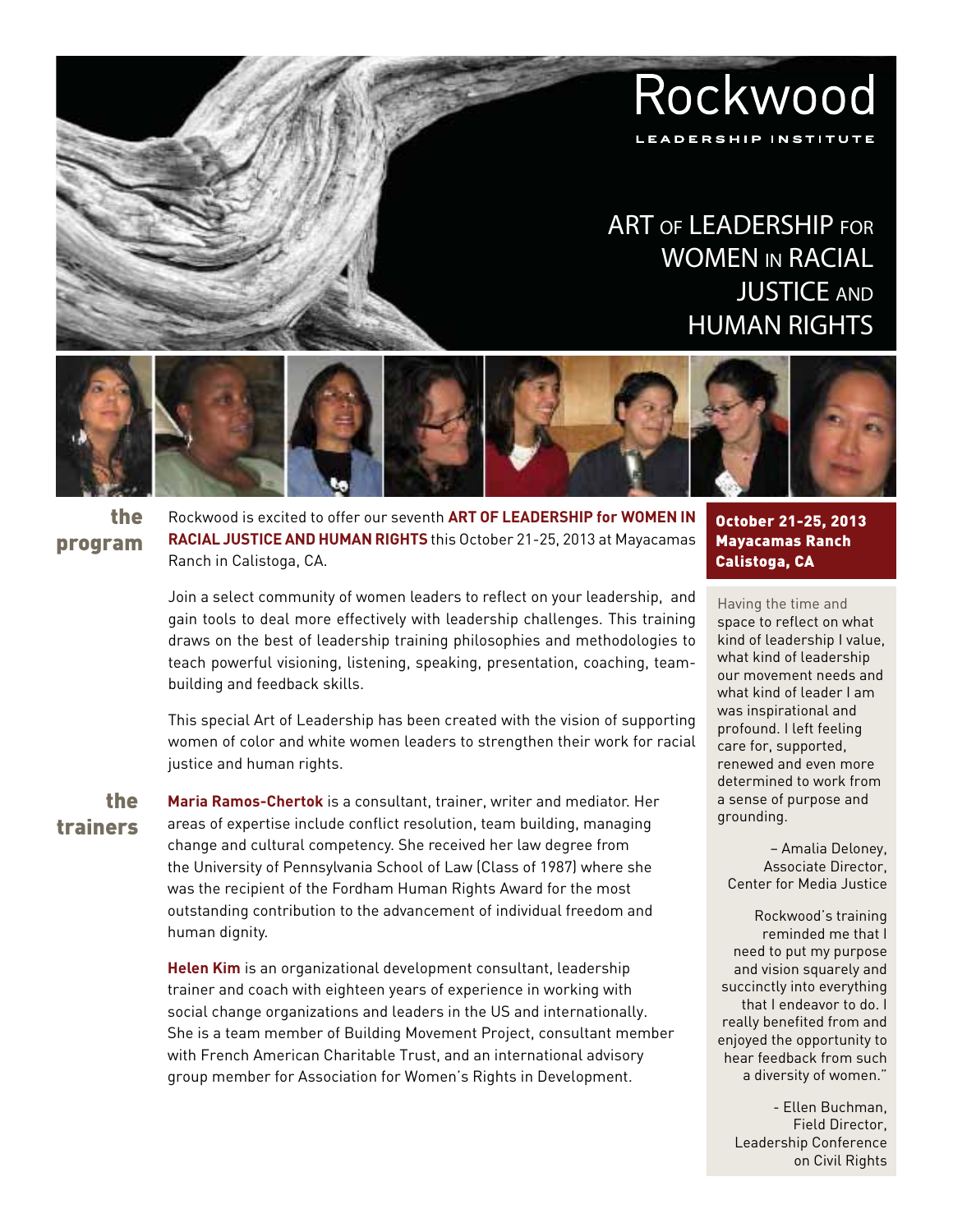# Rockwood

LEADERSHIP INSTITUTE

## ART OF LEADERSHIP FOR WOMEN IN RACIAL JUSTICE AND HUMAN RIGHTS

### the program

Rockwood is excited to offer our seventh **ART OF LEADERSHIP for WOMEN IN RACIAL JUSTICE AND HUMAN RIGHTS** this October 21-25, 2013 at Mayacamas Ranch in Calistoga, CA.

Join a select community of women leaders to reflect on your leadership, and gain tools to deal more effectively with leadership challenges. This training draws on the best of leadership training philosophies and methodologies to teach powerful visioning, listening, speaking, presentation, coaching, team-building and feedback skills.

This special Art of Leadership has been created with the vision of supporting women of color and white women leaders to strengthen their work for racial justice and human rights.

### the trainers

**Maria Ramos-Chertok** is a consultant, trainer, writer and mediator. Her areas of expertise include conflict resolution, team building, managing change and cultural competency. She received her law degree from the University of Pennsylvania School of Law (Class of 1987) where she was the recipient of the Fordham Human Rights Award for the most outstanding contribution to the advancement of individual freedom and human dignity.

**Helen Kim** is an organizational development consultant, leadership trainer and coach with eighteen years of experience in working with social change organizations and leaders in the US and internationally. She is a team member of Building Movement Project, consultant member with French American Charitable Trust, and an international advisory group member for Association for Women's Rights in Development.

**October 21-25, 2013**
**Mayacamas Ranch**
**Calistoga, CA**

Having the time and space to reflect on what kind of leadership I value, what kind of leadership our movement needs and what kind of leader I am was inspirational and profound. I left feeling care for, supported, renewed and even more determined to work from a sense of purpose and grounding.

– Amalia Deloney, Associate Director, Center for Media Justice

Rockwood's training reminded me that I need to put my purpose and vision squarely and succinctly into everything that I endeavor to do. I really benefited from and enjoyed the opportunity to hear feedback from such a diversity of women."

- Ellen Buchman, Field Director, Leadership Conference on Civil Rights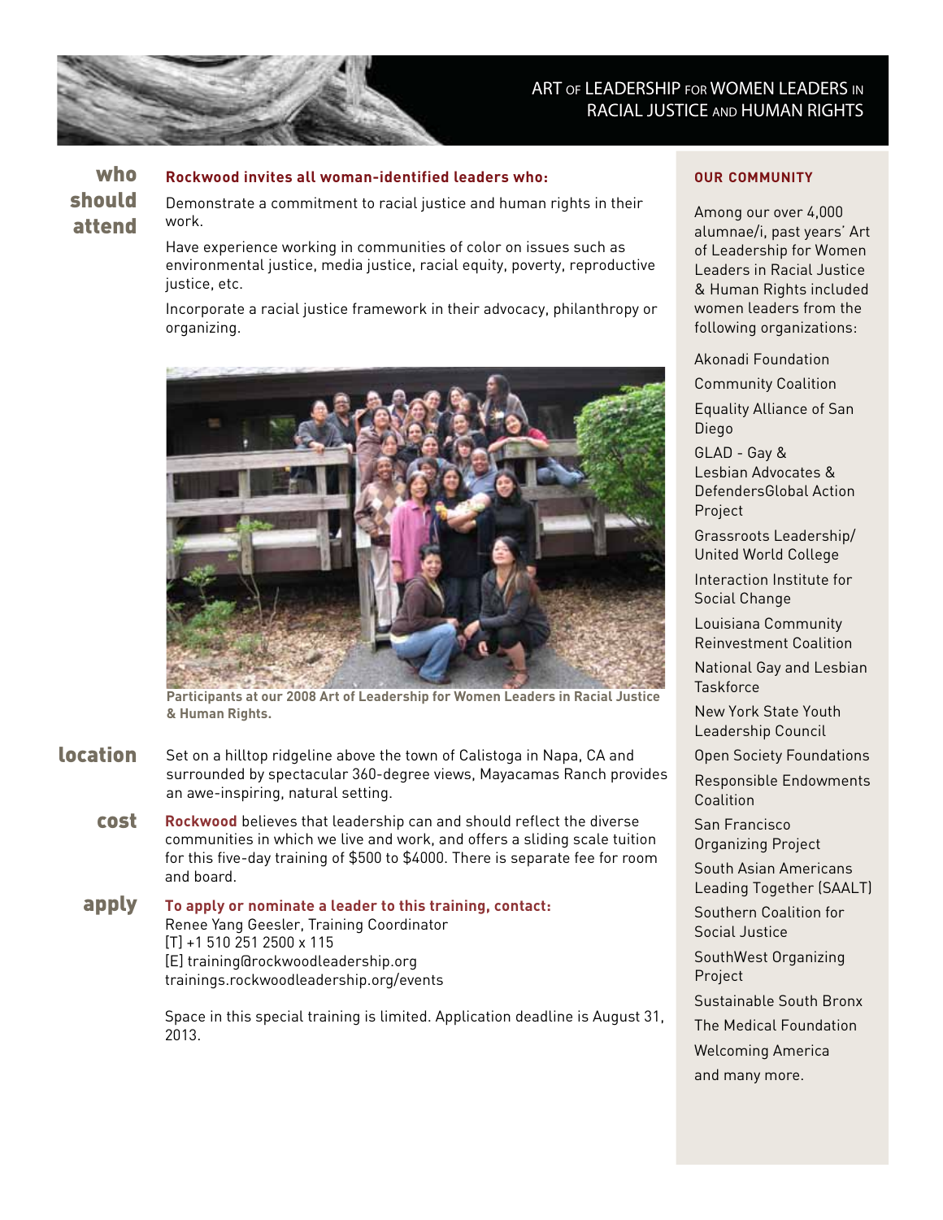ART OF LEADERSHIP FOR WOMEN LEADERS IN RACIAL JUSTICE AND HUMAN RIGHTS

## who should attend

**Rockwood invites all woman-identified leaders who:**

Demonstrate a commitment to racial justice and human rights in their work.

Have experience working in communities of color on issues such as environmental justice, media justice, racial equity, poverty, reproductive justice, etc.

Incorporate a racial justice framework in their advocacy, philanthropy or organizing.

**Participants at our 2008 Art of Leadership for Women Leaders in Racial Justice & Human Rights.**

## location

Set on a hilltop ridgeline above the town of Calistoga in Napa, CA and surrounded by spectacular 360-degree views, Mayacamas Ranch provides an awe-inspiring, natural setting.

## cost

**Rockwood** believes that leadership can and should reflect the diverse communities in which we live and work, and offers a sliding scale tuition for this five-day training of $500 to $4000. There is separate fee for room and board.

## apply

**To apply or nominate a leader to this training, contact:**
Renee Yang Geesler, Training Coordinator
[T] +1 510 251 2500 x 115
[E] training@rockwoodleadership.org
trainings.rockwoodleadership.org/events

Space in this special training is limited. Application deadline is August 31, 2013.

### OUR COMMUNITY

Among our over 4,000 alumnae/i, past years' Art of Leadership for Women Leaders in Racial Justice & Human Rights included women leaders from the following organizations:

- Akonadi Foundation
- Community Coalition
- Equality Alliance of San Diego
- GLAD - Gay & Lesbian Advocates & DefendersGlobal Action Project
- Grassroots Leadership/ United World College
- Interaction Institute for Social Change
- Louisiana Community Reinvestment Coalition
- National Gay and Lesbian Taskforce
- New York State Youth Leadership Council
- Open Society Foundations
- Responsible Endowments Coalition
- San Francisco Organizing Project
- South Asian Americans Leading Together (SAALT)
- Southern Coalition for Social Justice
- SouthWest Organizing Project
- Sustainable South Bronx
- The Medical Foundation
- Welcoming America
- and many more.